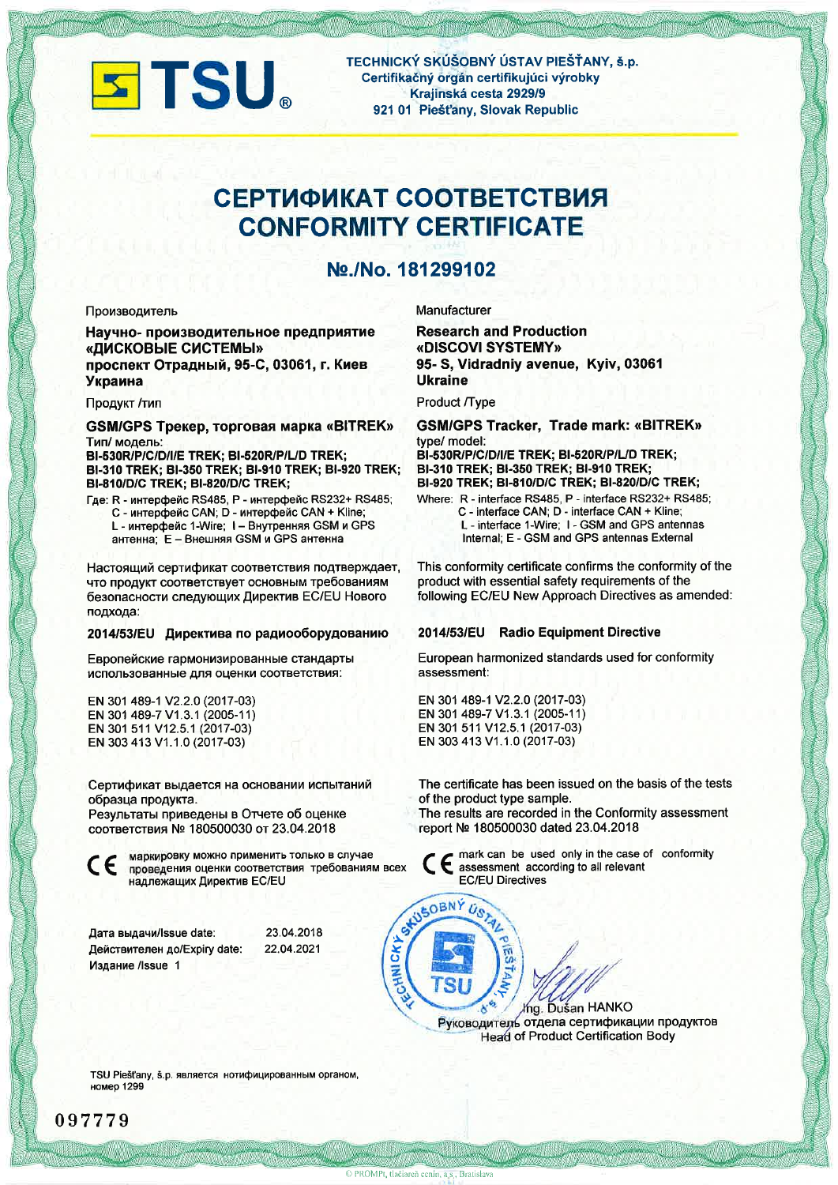**TSU®**

**TECHNICKÝ SKÚŠOBNÝ ÚSTAV PIEŠŤANY, š.p.**
**Certifikačný orgán certifikujúci výrobky**
**Krajinská cesta 2929/9**
**921 01 Piešťany, Slovak Republic**

# СЕРТИФИКАТ СООТВЕТСТВИЯ
# CONFORMITY CERTIFICATE

## №./No. 181299102

Производитель

**Научно- производительное предприятие «ДИСКОВЫЕ СИСТЕМЫ»**
**проспект Отрадный, 95-С, 03061, г. Киев**
**Украина**

Продукт /тип

**GSM/GPS Трекер, торговая марка «BITREK»**
Тип/ модель:
**BI-530R/P/C/D/I/E TREK; BI-520R/P/L/D TREK; BI-310 TREK; BI-350 TREK; BI-910 TREK; BI-920 TREK; BI-810/D/C TREK; BI-820/D/C TREK;**

Где: R - интерфейс RS485, P - интерфейс RS232+ RS485; C - интерфейс CAN; D - интерфейс CAN + Kline; L - интерфейс 1-Wire; I – Внутренняя GSM и GPS антенна; E – Внешняя GSM и GPS антенна

Настоящий сертификат соответствия подтверждает, что продукт соответствует основным требованиям безопасности следующих Директив EC/EU Нового подхода:

**2014/53/EU Директива по радиооборудованию**

Европейские гармонизированные стандарты использованные для оценки соответствия:

EN 301 489-1 V2.2.0 (2017-03)
EN 301 489-7 V1.3.1 (2005-11)
EN 301 511 V12.5.1 (2017-03)
EN 303 413 V1.1.0 (2017-03)

Сертификат выдается на основании испытаний образца продукта.
Результаты приведены в Отчете об оценке соответствия № 180500030 от 23.04.2018

CE маркировку можно применить только в случае проведения оценки соответствия требованиям всех надлежащих Директив EC/EU

Manufacturer

**Research and Production «DISCOVI SYSTEMY»**
**95- S, Vidradniy avenue, Kyiv, 03061**
**Ukraine**

Product /Type

**GSM/GPS Tracker, Trade mark: «BITREK»**
type/ model:
**BI-530R/P/C/D/I/E TREK; BI-520R/P/L/D TREK; BI-310 TREK; BI-350 TREK; BI-910 TREK; BI-920 TREK; BI-810/D/C TREK; BI-820/D/C TREK;**

Where: R - interface RS485, P - interface RS232+ RS485; C - interface CAN; D - interface CAN + Kline; L - interface 1-Wire; I - GSM and GPS antennas Internal; E - GSM and GPS antennas External

This conformity certificate confirms the conformity of the product with essential safety requirements of the following EC/EU New Approach Directives as amended:

**2014/53/EU Radio Equipment Directive**

European harmonized standards used for conformity assessment:

EN 301 489-1 V2.2.0 (2017-03)
EN 301 489-7 V1.3.1 (2005-11)
EN 301 511 V12.5.1 (2017-03)
EN 303 413 V1.1.0 (2017-03)

The certificate has been issued on the basis of the tests of the product type sample.
The results are recorded in the Conformity assessment report № 180500030 dated 23.04.2018

CE mark can be used only in the case of conformity assessment according to all relevant EC/EU Directives

Дата выдачи/Issue date: 23.04.2018
Действителен до/Expiry date: 22.04.2021
Издание /Issue 1

Ing. Dušan HANKO
Руководитель отдела сертификации продуктов
Head of Product Certification Body

TSU Piešťany, š.p. является нотифицированным органом, номер 1299

097779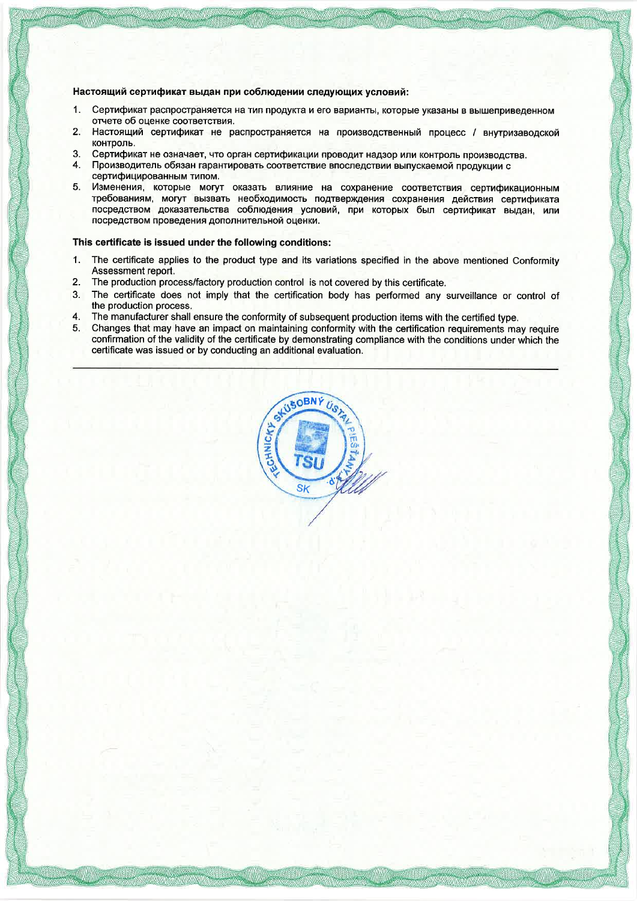**Настоящий сертификат выдан при соблюдении следующих условий:**

1. Сертификат распространяется на тип продукта и его варианты, которые указаны в вышеприведенном отчете об оценке соответствия.
2. Настоящий сертификат не распространяется на производственный процесс / внутризаводской контроль.
3. Сертификат не означает, что орган сертификации проводит надзор или контроль производства.
4. Производитель обязан гарантировать соответствие впоследствии выпускаемой продукции с сертифицированным типом.
5. Изменения, которые могут оказать влияние на сохранение соответствия сертификационным требованиям, могут вызвать необходимость подтверждения сохранения действия сертификата посредством доказательства соблюдения условий, при которых был сертификат выдан, или посредством проведения дополнительной оценки.

**This certificate is issued under the following conditions:**

1. The certificate applies to the product type and its variations specified in the above mentioned Conformity Assessment report.
2. The production process/factory production control is not covered by this certificate.
3. The certificate does not imply that the certification body has performed any surveillance or control of the production process.
4. The manufacturer shall ensure the conformity of subsequent production items with the certified type.
5. Changes that may have an impact on maintaining conformity with the certification requirements may require confirmation of the validity of the certificate by demonstrating compliance with the conditions under which the certificate was issued or by conducting an additional evaluation.

---

TECHNICKÝ SKÚŠOBNÝ ÚSTAV PIEŠŤANY, š.p.
TSU
SK